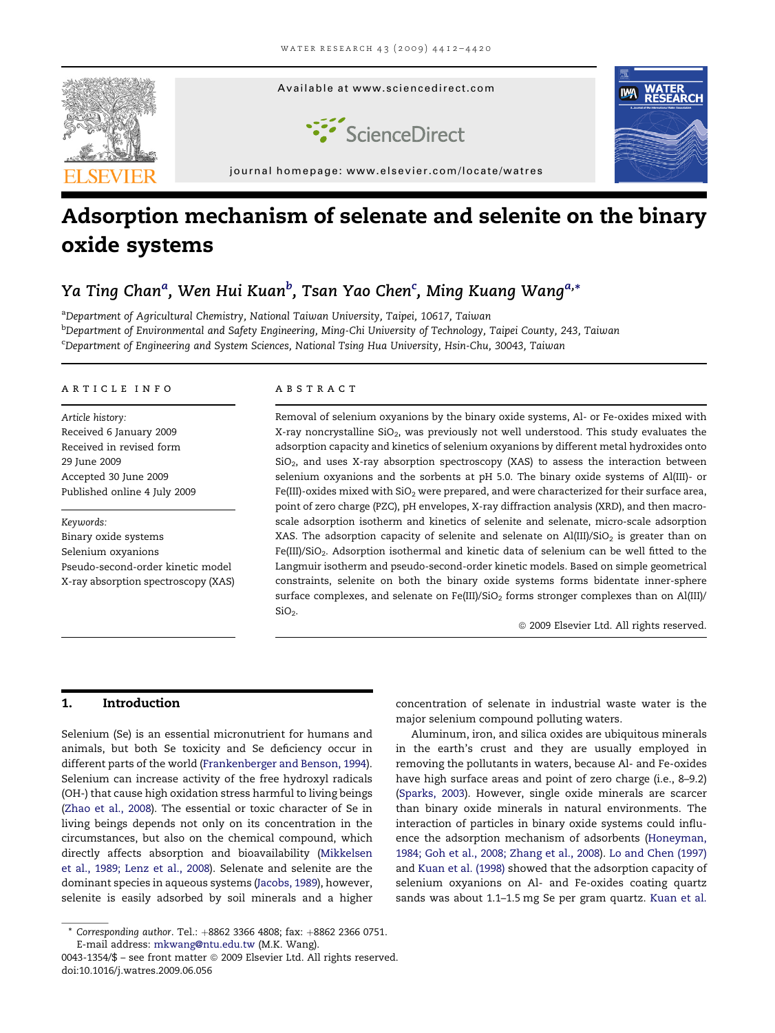# Adsorption mechanism of selenate and selenite on the binary oxide systems

Ya Ting Chan[a], Wen Hui Kuan[b], Tsan Yao Chen[c], Ming Kuang Wang[a,*]

[a]Department of Agricultural Chemistry, National Taiwan University, Taipei, 10617, Taiwan
[b]Department of Environmental and Safety Engineering, Ming-Chi University of Technology, Taipei County, 243, Taiwan
[c]Department of Engineering and System Sciences, National Tsing Hua University, Hsin-Chu, 30043, Taiwan

**ARTICLE INFO**

*Article history:*
Received 6 January 2009
Received in revised form 29 June 2009
Accepted 30 June 2009
Published online 4 July 2009

*Keywords:*
Binary oxide systems
Selenium oxyanions
Pseudo-second-order kinetic model
X-ray absorption spectroscopy (XAS)

**ABSTRACT**

Removal of selenium oxyanions by the binary oxide systems, Al- or Fe-oxides mixed with X-ray noncrystalline $SiO_2$, was previously not well understood. This study evaluates the adsorption capacity and kinetics of selenium oxyanions by different metal hydroxides onto $SiO_2$, and uses X-ray absorption spectroscopy (XAS) to assess the interaction between selenium oxyanions and the sorbents at pH 5.0. The binary oxide systems of Al(III)- or Fe(III)-oxides mixed with $SiO_2$ were prepared, and were characterized for their surface area, point of zero charge (PZC), pH envelopes, X-ray diffraction analysis (XRD), and then macro-scale adsorption isotherm and kinetics of selenite and selenate, micro-scale adsorption XAS. The adsorption capacity of selenite and selenate on Al(III)/$SiO_2$ is greater than on Fe(III)/$SiO_2$. Adsorption isothermal and kinetic data of selenium can be well fitted to the Langmuir isotherm and pseudo-second-order kinetic models. Based on simple geometrical constraints, selenite on both the binary oxide systems forms bidentate inner-sphere surface complexes, and selenate on Fe(III)/$SiO_2$ forms stronger complexes than on Al(III)/$SiO_2$.

© 2009 Elsevier Ltd. All rights reserved.

## 1. Introduction

Selenium (Se) is an essential micronutrient for humans and animals, but both Se toxicity and Se deficiency occur in different parts of the world (Frankenberger and Benson, 1994). Selenium can increase activity of the free hydroxyl radicals (OH-) that cause high oxidation stress harmful to living beings (Zhao et al., 2008). The essential or toxic character of Se in living beings depends not only on its concentration in the circumstances, but also on the chemical compound, which directly affects absorption and bioavailability (Mikkelsen et al., 1989; Lenz et al., 2008). Selenate and selenite are the dominant species in aqueous systems (Jacobs, 1989), however, selenite is easily adsorbed by soil minerals and a higher concentration of selenate in industrial waste water is the major selenium compound polluting waters.

Aluminum, iron, and silica oxides are ubiquitous minerals in the earth's crust and they are usually employed in removing the pollutants in waters, because Al- and Fe-oxides have high surface areas and point of zero charge (i.e., 8–9.2) (Sparks, 2003). However, single oxide minerals are scarcer than binary oxide minerals in natural environments. The interaction of particles in binary oxide systems could influence the adsorption mechanism of adsorbents (Honeyman, 1984; Goh et al., 2008; Zhang et al., 2008). Lo and Chen (1997) and Kuan et al. (1998) showed that the adsorption capacity of selenium oxyanions on Al- and Fe-oxides coating quartz sands was about 1.1–1.5 mg Se per gram quartz. Kuan et al.

\* Corresponding author. Tel.: +8862 3366 4808; fax: +8862 2366 0751.
E-mail address: mkwang@ntu.edu.tw (M.K. Wang).
0043-1354/$ – see front matter © 2009 Elsevier Ltd. All rights reserved.
doi:10.1016/j.watres.2009.06.056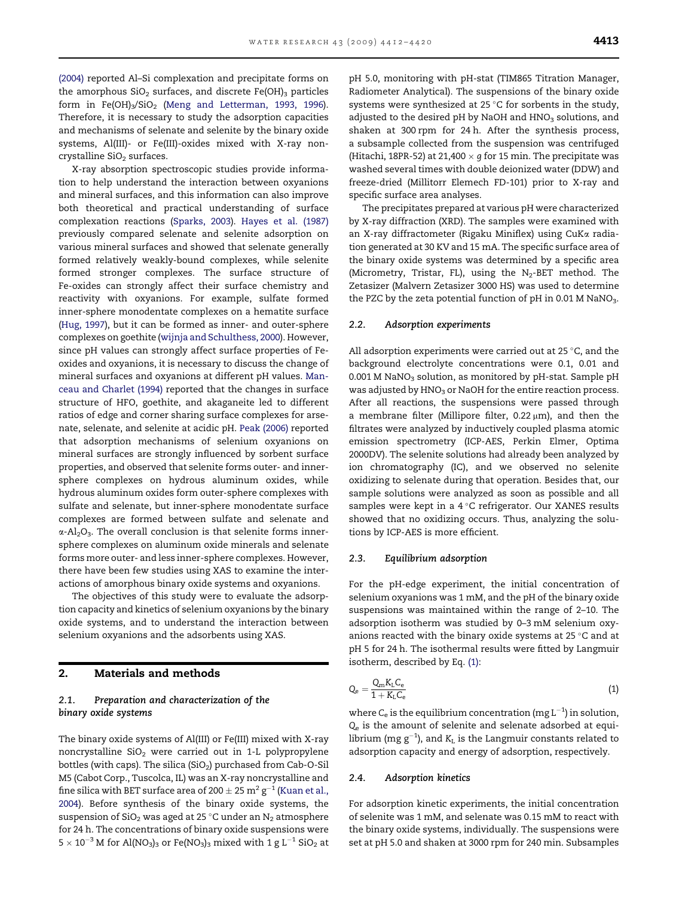(2004) reported Al–Si complexation and precipitate forms on the amorphous $SiO_2$ surfaces, and discrete $Fe(OH)_3$ particles form in $Fe(OH)_3/SiO_2$ (Meng and Letterman, 1993, 1996). Therefore, it is necessary to study the adsorption capacities and mechanisms of selenate and selenite by the binary oxide systems, Al(III)- or Fe(III)-oxides mixed with X-ray noncrystalline $SiO_2$ surfaces.

X-ray absorption spectroscopic studies provide information to help understand the interaction between oxyanions and mineral surfaces, and this information can also improve both theoretical and practical understanding of surface complexation reactions (Sparks, 2003). Hayes et al. (1987) previously compared selenate and selenite adsorption on various mineral surfaces and showed that selenate generally formed relatively weakly-bound complexes, while selenite formed stronger complexes. The surface structure of Fe-oxides can strongly affect their surface chemistry and reactivity with oxyanions. For example, sulfate formed inner-sphere monodentate complexes on a hematite surface (Hug, 1997), but it can be formed as inner- and outer-sphere complexes on goethite (wijnja and Schulthess, 2000). However, since pH values can strongly affect surface properties of Fe-oxides and oxyanions, it is necessary to discuss the change of mineral surfaces and oxyanions at different pH values. Manceau and Charlet (1994) reported that the changes in surface structure of HFO, goethite, and akaganeite led to different ratios of edge and corner sharing surface complexes for arsenate, selenate, and selenite at acidic pH. Peak (2006) reported that adsorption mechanisms of selenium oxyanions on mineral surfaces are strongly influenced by sorbent surface properties, and observed that selenite forms outer- and inner-sphere complexes on hydrous aluminum oxides, while hydrous aluminum oxides form outer-sphere complexes with sulfate and selenate, but inner-sphere monodentate surface complexes are formed between sulfate and selenate and $\alpha$-$Al_2O_3$. The overall conclusion is that selenite forms inner-sphere complexes on aluminum oxide minerals and selenate forms more outer- and less inner-sphere complexes. However, there have been few studies using XAS to examine the interactions of amorphous binary oxide systems and oxyanions.

The objectives of this study were to evaluate the adsorption capacity and kinetics of selenium oxyanions by the binary oxide systems, and to understand the interaction between selenium oxyanions and the adsorbents using XAS.

## 2. Materials and methods

### 2.1. Preparation and characterization of the binary oxide systems

The binary oxide systems of Al(III) or Fe(III) mixed with X-ray noncrystalline $SiO_2$ were carried out in 1-L polypropylene bottles (with caps). The silica ($SiO_2$) purchased from Cab-O-Sil M5 (Cabot Corp., Tuscolca, IL) was an X-ray noncrystalline and fine silica with BET surface area of $200 \pm 25$ $m^2$ $g^{-1}$ (Kuan et al., 2004). Before synthesis of the binary oxide systems, the suspension of $SiO_2$ was aged at 25 °C under an $N_2$ atmosphere for 24 h. The concentrations of binary oxide suspensions were $5 \times 10^{-3}$ M for $Al(NO_3)_3$ or $Fe(NO_3)_3$ mixed with 1 g $L^{-1}$ $SiO_2$ at pH 5.0, monitoring with pH-stat (TIM865 Titration Manager, Radiometer Analytical). The suspensions of the binary oxide systems were synthesized at 25 °C for sorbents in the study, adjusted to the desired pH by NaOH and $HNO_3$ solutions, and shaken at 300 rpm for 24 h. After the synthesis process, a subsample collected from the suspension was centrifuged (Hitachi, 18PR-52) at 21,400 × *g* for 15 min. The precipitate was washed several times with double deionized water (DDW) and freeze-dried (Millitorr Elemech FD-101) prior to X-ray and specific surface area analyses.

The precipitates prepared at various pH were characterized by X-ray diffraction (XRD). The samples were examined with an X-ray diffractometer (Rigaku Miniflex) using CuK$\alpha$ radiation generated at 30 KV and 15 mA. The specific surface area of the binary oxide systems was determined by a specific area (Micrometry, Tristar, FL), using the $N_2$-BET method. The Zetasizer (Malvern Zetasizer 3000 HS) was used to determine the PZC by the zeta potential function of pH in 0.01 M $NaNO_3$.

### 2.2. Adsorption experiments

All adsorption experiments were carried out at 25 °C, and the background electrolyte concentrations were 0.1, 0.01 and 0.001 M $NaNO_3$ solution, as monitored by pH-stat. Sample pH was adjusted by $HNO_3$ or NaOH for the entire reaction process. After all reactions, the suspensions were passed through a membrane filter (Millipore filter, 0.22 μm), and then the filtrates were analyzed by inductively coupled plasma atomic emission spectrometry (ICP-AES, Perkin Elmer, Optima 2000DV). The selenite solutions had already been analyzed by ion chromatography (IC), and we observed no selenite oxidizing to selenate during that operation. Besides that, our sample solutions were analyzed as soon as possible and all samples were kept in a 4 °C refrigerator. Our XANES results showed that no oxidizing occurs. Thus, analyzing the solutions by ICP-AES is more efficient.

### 2.3. Equilibrium adsorption

For the pH-edge experiment, the initial concentration of selenium oxyanions was 1 mM, and the pH of the binary oxide suspensions was maintained within the range of 2–10. The adsorption isotherm was studied by 0–3 mM selenium oxyanions reacted with the binary oxide systems at 25 °C and at pH 5 for 24 h. The isothermal results were fitted by Langmuir isotherm, described by Eq. (1):

$$Q_e = \frac{Q_m K_L C_e}{1 + K_L C_e} \tag{1}$$

where $C_e$ is the equilibrium concentration (mg $L^{-1}$) in solution, $Q_e$ is the amount of selenite and selenate adsorbed at equilibrium (mg $g^{-1}$), and $K_L$ is the Langmuir constants related to adsorption capacity and energy of adsorption, respectively.

### 2.4. Adsorption kinetics

For adsorption kinetic experiments, the initial concentration of selenite was 1 mM, and selenate was 0.15 mM to react with the binary oxide systems, individually. The suspensions were set at pH 5.0 and shaken at 3000 rpm for 240 min. Subsamples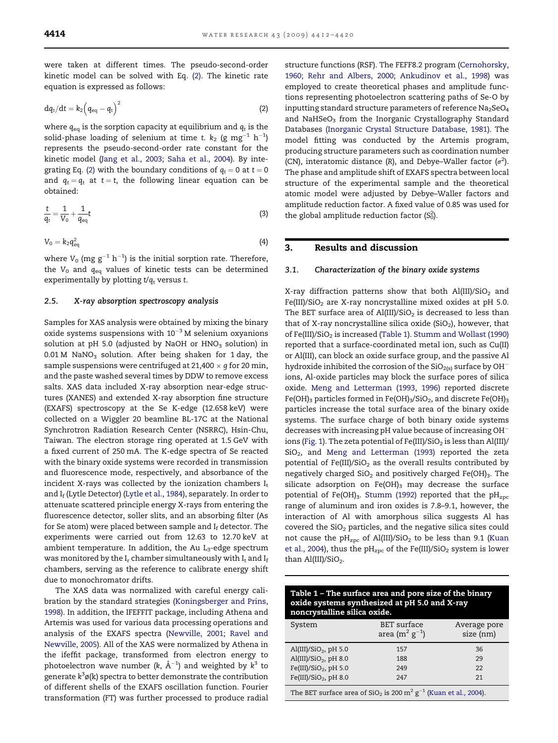were taken at different times. The pseudo-second-order kinetic model can be solved with Eq. (2). The kinetic rate equation is expressed as follows:

$$dq_t/dt = k_2\left(q_{eq} - q_t\right)^2 \tag{2}$$

where $q_{eq}$ is the sorption capacity at equilibrium and $q_t$ is the solid-phase loading of selenium at time $t$. $k_2$ (g mg$^{-1}$ h$^{-1}$) represents the pseudo-second-order rate constant for the kinetic model (Jang et al., 2003; Saha et al., 2004). By integrating Eq. (2) with the boundary conditions of $q_t = 0$ at $t = 0$ and $q_t = q_t$ at $t = t$, the following linear equation can be obtained:

$$\frac{t}{q_t} = \frac{1}{V_0} + \frac{1}{q_{eq}}t \tag{3}$$

$$V_0 = k_2 q_{eq}^2 \tag{4}$$

where $V_0$ (mg g$^{-1}$ h$^{-1}$) is the initial sorption rate. Therefore, the $V_0$ and $q_{eq}$ values of kinetic tests can be determined experimentally by plotting $t/q_t$ versus $t$.

### 2.5. X-ray absorption spectroscopy analysis

Samples for XAS analysis were obtained by mixing the binary oxide systems suspensions with $10^{-3}$ M selenium oxyanions solution at pH 5.0 (adjusted by NaOH or $HNO_3$ solution) in 0.01 M $NaNO_3$ solution. After being shaken for 1 day, the sample suspensions were centrifuged at 21,400 × g for 20 min, and the paste washed several times by DDW to remove excess salts. XAS data included X-ray absorption near-edge structures (XANES) and extended X-ray absorption fine structure (EXAFS) spectroscopy at the Se K-edge (12.658 keV) were collected on a Wiggler 20 beamline BL-17C at the National Synchrotron Radiation Research Center (NSRRC), Hsin-Chu, Taiwan. The electron storage ring operated at 1.5 GeV with a fixed current of 250 mA. The K-edge spectra of Se reacted with the binary oxide systems were recorded in transmission and fluorescence mode, respectively, and absorbance of the incident X-rays was collected by the ionization chambers $I_t$ and $I_f$ (Lytle Detector) (Lytle et al., 1984), separately. In order to attenuate scattered principle energy X-rays from entering the fluorescence detector, soller slits, and an absorbing filter (As for Se atom) were placed between sample and $I_f$ detector. The experiments were carried out from 12.63 to 12.70 keV at ambient temperature. In addition, the Au $L_3$-edge spectrum was monitored by the $I_r$ chamber simultaneously with $I_t$ and $I_f$ chambers, serving as the reference to calibrate energy shift due to monochromator drifts.

The XAS data was normalized with careful energy calibration by the standard strategies (Koningsberger and Prins, 1998). In addition, the IFEFFIT package, including Athena and Artemis was used for various data processing operations and analysis of the EXAFS spectra (Newville, 2001; Ravel and Newville, 2005). All of the XAS were normalized by Athena in the ifeffit package, transformed from electron energy to photoelectron wave number ($k$, Å$^{-1}$) and weighted by $k^3$ to generate $k^3\phi(k)$ spectra to better demonstrate the contribution of different shells of the EXAFS oscillation function. Fourier transformation (FT) was further processed to produce radial structure functions (RSF). The FEFF8.2 program (Cernohorsky, 1960; Rehr and Albers, 2000; Ankudinov et al., 1998) was employed to create theoretical phases and amplitude functions representing photoelectron scattering paths of Se-O by inputting standard structure parameters of reference $Na_2SeO_4$ and $NaHSeO_3$ from the Inorganic Crystallography Standard Databases (Inorganic Crystal Structure Database, 1981). The model fitting was conducted by the Artemis program, producing structure parameters such as coordination number (CN), interatomic distance (R), and Debye–Waller factor ($\sigma^2$). The phase and amplitude shift of EXAFS spectra between local structure of the experimental sample and the theoretical atomic model were adjusted by Debye–Waller factors and amplitude reduction factor. A fixed value of 0.85 was used for the global amplitude reduction factor ($S_0^2$).

## 3. Results and discussion

### 3.1. Characterization of the binary oxide systems

X-ray diffraction patterns show that both Al(III)/$SiO_2$ and Fe(III)/$SiO_2$ are X-ray noncrystalline mixed oxides at pH 5.0. The BET surface area of Al(III)/$SiO_2$ is decreased to less than that of X-ray noncrystalline silica oxide ($SiO_2$), however, that of Fe(III)/$SiO_2$ is increased (Table 1). Stumm and Wollast (1990) reported that a surface-coordinated metal ion, such as Cu(II) or Al(III), can block an oxide surface group, and the passive Al hydroxide inhibited the corrosion of the $SiO_{2(s)}$ surface by $OH^-$ ions, Al-oxide particles may block the surface pores of silica oxide. Meng and Letterman (1993, 1996) reported discrete $Fe(OH)_3$ particles formed in $Fe(OH)_3/SiO_2$, and discrete $Fe(OH)_3$ particles increase the total surface area of the binary oxide systems. The surface charge of both binary oxide systems decreases with increasing pH value because of increasing $OH^-$ ions (Fig. 1). The zeta potential of Fe(III)/$SiO_2$ is less than Al(III)/$SiO_2$, and Meng and Letterman (1993) reported the zeta potential of Fe(III)/$SiO_2$ as the overall results contributed by negatively charged $SiO_2$ and positively charged $Fe(OH)_3$. The silicate adsorption on $Fe(OH)_3$ may decrease the surface potential of $Fe(OH)_3$. Stumm (1992) reported that the $pH_{zpc}$ range of aluminum and iron oxides is 7.8–9.1, however, the interaction of Al with amorphous silica suggests Al has covered the $SiO_2$ particles, and the negative silica sites could not cause the $pH_{zpc}$ of Al(III)/$SiO_2$ to be less than 9.1 (Kuan et al., 2004), thus the $pH_{zpc}$ of the Fe(III)/$SiO_2$ system is lower than Al(III)/$SiO_2$.

**Table 1 – The surface area and pore size of the binary oxide systems synthesized at pH 5.0 and X-ray noncrystalline silica oxide.**

| System | BET surface area (m$^2$ g$^{-1}$) | Average pore size (nm) |
|---|---|---|
| Al(III)/$SiO_2$, pH 5.0 | 157 | 36 |
| Al(III)/$SiO_2$, pH 8.0 | 188 | 29 |
| Fe(III)/$SiO_2$, pH 5.0 | 249 | 22 |
| Fe(III)/$SiO_2$, pH 8.0 | 247 | 21 |

The BET surface area of $SiO_2$ is 200 m$^2$ g$^{-1}$ (Kuan et al., 2004).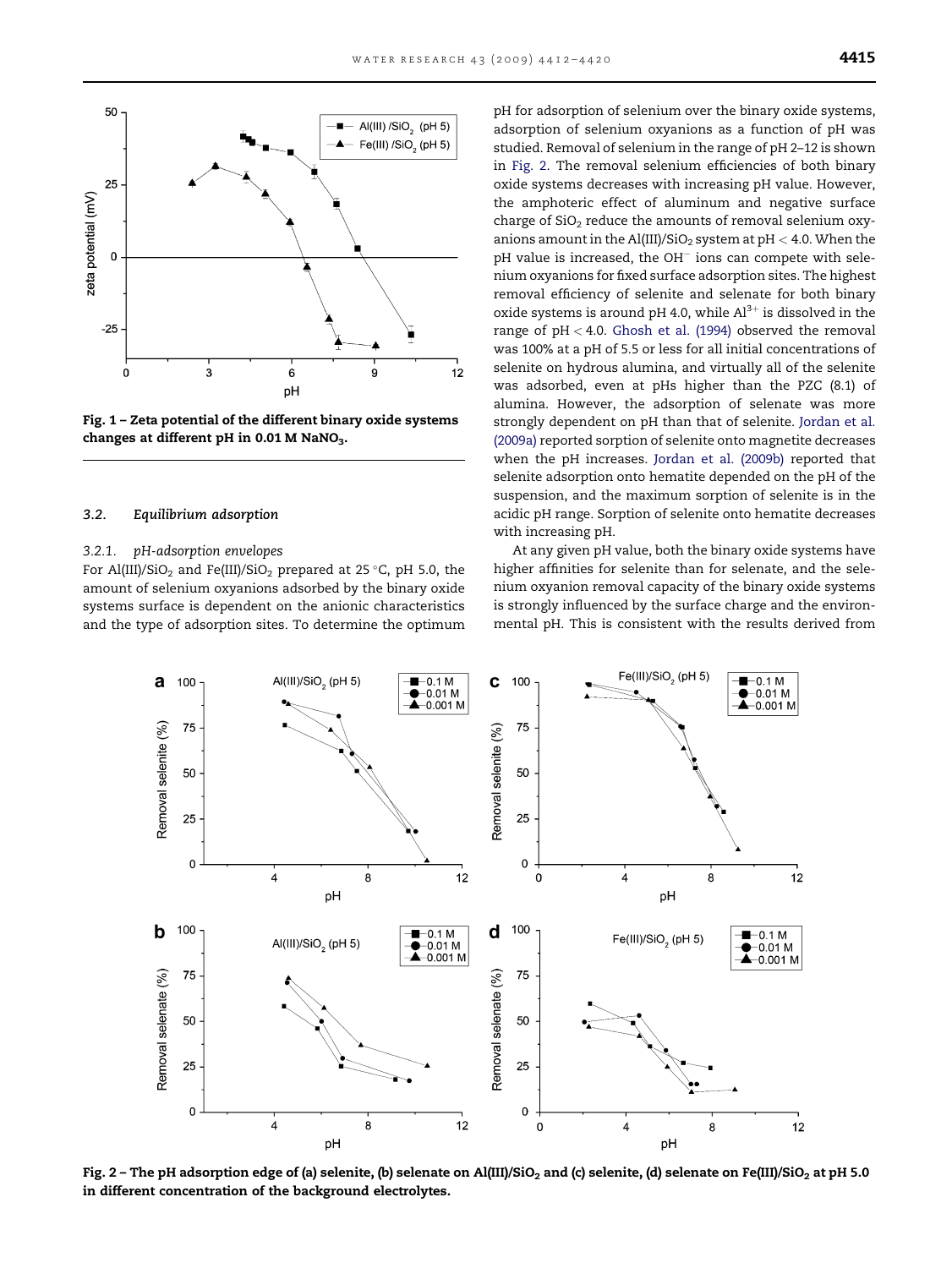Fig. 1 – Zeta potential of the different binary oxide systems changes at different pH in 0.01 M $NaNO_3$.

### 3.2. Equilibrium adsorption

#### 3.2.1. pH-adsorption envelopes

For Al(III)/$SiO_2$ and Fe(III)/$SiO_2$ prepared at 25 °C, pH 5.0, the amount of selenium oxyanions adsorbed by the binary oxide systems surface is dependent on the anionic characteristics and the type of adsorption sites. To determine the optimum pH for adsorption of selenium over the binary oxide systems, adsorption of selenium oxyanions as a function of pH was studied. Removal of selenium in the range of pH 2–12 is shown in Fig. 2. The removal selenium efficiencies of both binary oxide systems decreases with increasing pH value. However, the amphoteric effect of aluminum and negative surface charge of $SiO_2$ reduce the amounts of removal selenium oxyanions amount in the Al(III)/$SiO_2$ system at pH < 4.0. When the pH value is increased, the $OH^-$ ions can compete with selenium oxyanions for fixed surface adsorption sites. The highest removal efficiency of selenite and selenate for both binary oxide systems is around pH 4.0, while $Al^{3+}$ is dissolved in the range of pH < 4.0. Ghosh et al. (1994) observed the removal was 100% at a pH of 5.5 or less for all initial concentrations of selenite on hydrous alumina, and virtually all of the selenite was adsorbed, even at pHs higher than the PZC (8.1) of alumina. However, the adsorption of selenate was more strongly dependent on pH than that of selenite. Jordan et al. (2009a) reported sorption of selenite onto magnetite decreases when the pH increases. Jordan et al. (2009b) reported that selenite adsorption onto hematite depended on the pH of the suspension, and the maximum sorption of selenite is in the acidic pH range. Sorption of selenite onto hematite decreases with increasing pH.

At any given pH value, both the binary oxide systems have higher affinities for selenite than for selenate, and the selenium oxyanion removal capacity of the binary oxide systems is strongly influenced by the surface charge and the environmental pH. This is consistent with the results derived from

Fig. 2 – The pH adsorption edge of (a) selenite, (b) selenate on Al(III)/$SiO_2$ and (c) selenite, (d) selenate on Fe(III)/$SiO_2$ at pH 5.0 in different concentration of the background electrolytes.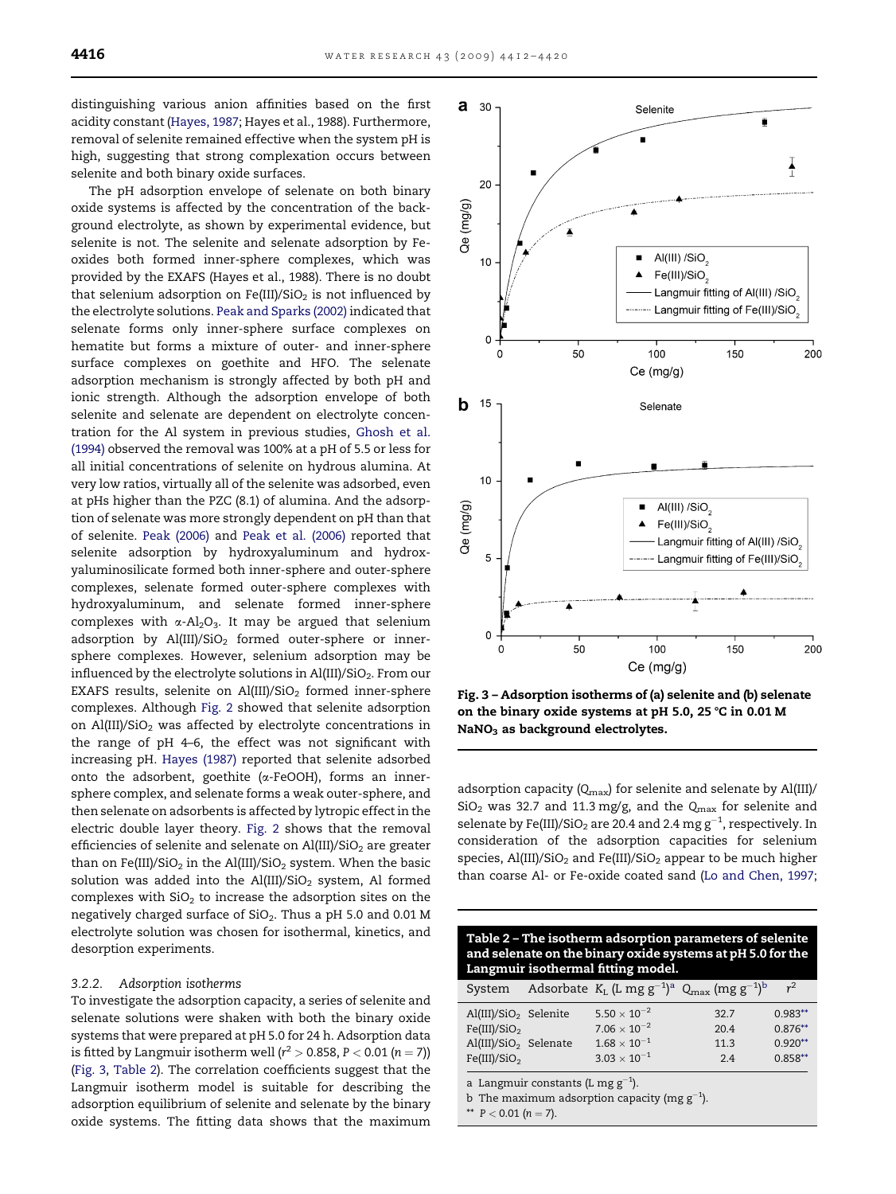distinguishing various anion affinities based on the first acidity constant (Hayes, 1987; Hayes et al., 1988). Furthermore, removal of selenite remained effective when the system pH is high, suggesting that strong complexation occurs between selenite and both binary oxide surfaces.

The pH adsorption envelope of selenate on both binary oxide systems is affected by the concentration of the background electrolyte, as shown by experimental evidence, but selenite is not. The selenite and selenate adsorption by Fe-oxides both formed inner-sphere complexes, which was provided by the EXAFS (Hayes et al., 1988). There is no doubt that selenium adsorption on $Fe(III)/SiO_2$ is not influenced by the electrolyte solutions. Peak and Sparks (2002) indicated that selenate forms only inner-sphere surface complexes on hematite but forms a mixture of outer- and inner-sphere surface complexes on goethite and HFO. The selenate adsorption mechanism is strongly affected by both pH and ionic strength. Although the adsorption envelope of both selenite and selenate are dependent on electrolyte concentration for the Al system in previous studies, Ghosh et al. (1994) observed the removal was 100% at a pH of 5.5 or less for all initial concentrations of selenite on hydrous alumina. At very low ratios, virtually all of the selenite was adsorbed, even at pHs higher than the PZC (8.1) of alumina. And the adsorption of selenate was more strongly dependent on pH than that of selenite. Peak (2006) and Peak et al. (2006) reported that selenite adsorption by hydroxyaluminum and hydroxyaluminosilicate formed both inner-sphere and outer-sphere complexes, selenate formed outer-sphere complexes with hydroxyaluminum, and selenate formed inner-sphere complexes with $\alpha$-$Al_2O_3$. It may be argued that selenium adsorption by $Al(III)/SiO_2$ formed outer-sphere or inner-sphere complexes. However, selenium adsorption may be influenced by the electrolyte solutions in $Al(III)/SiO_2$. From our EXAFS results, selenite on $Al(III)/SiO_2$ formed inner-sphere complexes. Although Fig. 2 showed that selenite adsorption on $Al(III)/SiO_2$ was affected by electrolyte concentrations in the range of pH 4–6, the effect was not significant with increasing pH. Hayes (1987) reported that selenite adsorbed onto the adsorbent, goethite ($\alpha$-FeOOH), forms an inner-sphere complex, and selenate forms a weak outer-sphere, and then selenate on adsorbents is affected by lytropic effect in the electric double layer theory. Fig. 2 shows that the removal efficiencies of selenite and selenate on $Al(III)/SiO_2$ are greater than on $Fe(III)/SiO_2$ in the $Al(III)/SiO_2$ system. When the basic solution was added into the $Al(III)/SiO_2$ system, Al formed complexes with $SiO_2$ to increase the adsorption sites on the negatively charged surface of $SiO_2$. Thus a pH 5.0 and 0.01 M electrolyte solution was chosen for isothermal, kinetics, and desorption experiments.

### 3.2.2. Adsorption isotherms

To investigate the adsorption capacity, a series of selenite and selenate solutions were shaken with both the binary oxide systems that were prepared at pH 5.0 for 24 h. Adsorption data is fitted by Langmuir isotherm well ($r^2 > 0.858$, $P < 0.01$ ($n = 7$)) (Fig. 3, Table 2). The correlation coefficients suggest that the Langmuir isotherm model is suitable for describing the adsorption equilibrium of selenite and selenate by the binary oxide systems. The fitting data shows that the maximum adsorption capacity ($Q_{max}$) for selenite and selenate by $Al(III)/SiO_2$ was 32.7 and 11.3 mg/g, and the $Q_{max}$ for selenite and selenate by $Fe(III)/SiO_2$ are 20.4 and 2.4 mg $g^{-1}$, respectively. In consideration of the adsorption capacities for selenium species, $Al(III)/SiO_2$ and $Fe(III)/SiO_2$ appear to be much higher than coarse Al- or Fe-oxide coated sand (Lo and Chen, 1997;

**Fig. 3 – Adsorption isotherms of (a) selenite and (b) selenate on the binary oxide systems at pH 5.0, 25 °C in 0.01 M $NaNO_3$ as background electrolytes.**

**Table 2 – The isotherm adsorption parameters of selenite and selenate on the binary oxide systems at pH 5.0 for the Langmuir isothermal fitting model.**

| System | Adsorbate | $K_L$ (L mg $g^{-1}$)[a] | $Q_{max}$ (mg $g^{-1}$)[b] | $r^2$ |
|---|---|---|---|---|
| $Al(III)/SiO_2$ | Selenite | $5.50 \times 10^{-2}$ | 32.7 | 0.983** |
| $Fe(III)/SiO_2$ | | $7.06 \times 10^{-2}$ | 20.4 | 0.876** |
| $Al(III)/SiO_2$ | Selenate | $1.68 \times 10^{-1}$ | 11.3 | 0.920** |
| $Fe(III)/SiO_2$ | | $3.03 \times 10^{-1}$ | 2.4 | 0.858** |

a Langmuir constants (L mg $g^{-1}$).
b The maximum adsorption capacity (mg $g^{-1}$).
** $P < 0.01$ ($n = 7$).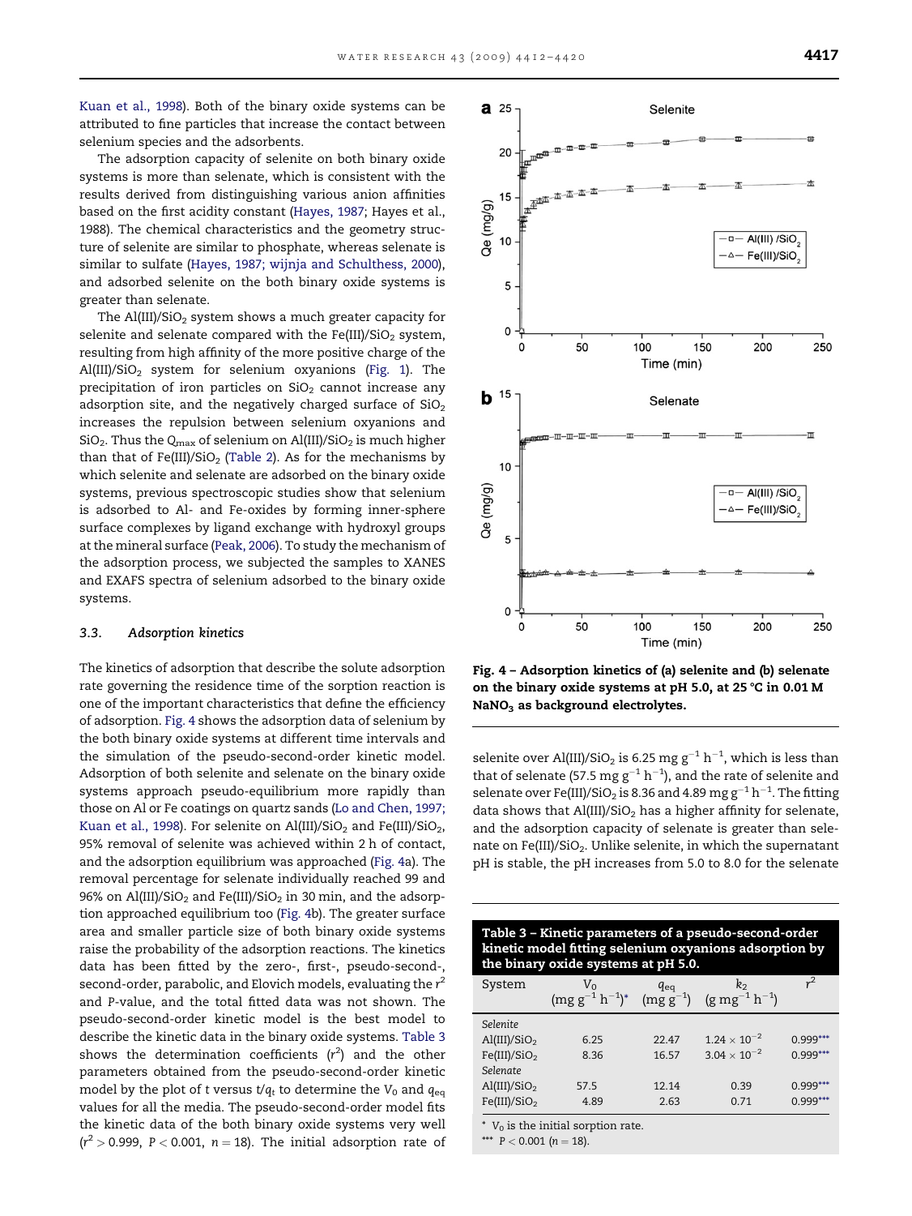Kuan et al., 1998). Both of the binary oxide systems can be attributed to fine particles that increase the contact between selenium species and the adsorbents.

The adsorption capacity of selenite on both binary oxide systems is more than selenate, which is consistent with the results derived from distinguishing various anion affinities based on the first acidity constant (Hayes, 1987; Hayes et al., 1988). The chemical characteristics and the geometry structure of selenite are similar to phosphate, whereas selenate is similar to sulfate (Hayes, 1987; wijnja and Schulthess, 2000), and adsorbed selenite on the both binary oxide systems is greater than selenate.

The Al(III)/$SiO_2$ system shows a much greater capacity for selenite and selenate compared with the Fe(III)/$SiO_2$ system, resulting from high affinity of the more positive charge of the Al(III)/$SiO_2$ system for selenium oxyanions (Fig. 1). The precipitation of iron particles on $SiO_2$ cannot increase any adsorption site, and the negatively charged surface of $SiO_2$ increases the repulsion between selenium oxyanions and $SiO_2$. Thus the $Q_{max}$ of selenium on Al(III)/$SiO_2$ is much higher than that of Fe(III)/$SiO_2$ (Table 2). As for the mechanisms by which selenite and selenate are adsorbed on the binary oxide systems, previous spectroscopic studies show that selenium is adsorbed to Al- and Fe-oxides by forming inner-sphere surface complexes by ligand exchange with hydroxyl groups at the mineral surface (Peak, 2006). To study the mechanism of the adsorption process, we subjected the samples to XANES and EXAFS spectra of selenium adsorbed to the binary oxide systems.

### 3.3. Adsorption kinetics

The kinetics of adsorption that describe the solute adsorption rate governing the residence time of the sorption reaction is one of the important characteristics that define the efficiency of adsorption. Fig. 4 shows the adsorption data of selenium by the both binary oxide systems at different time intervals and the simulation of the pseudo-second-order kinetic model. Adsorption of both selenite and selenate on the binary oxide systems approach pseudo-equilibrium more rapidly than those on Al or Fe coatings on quartz sands (Lo and Chen, 1997; Kuan et al., 1998). For selenite on Al(III)/$SiO_2$ and Fe(III)/$SiO_2$, 95% removal of selenite was achieved within 2 h of contact, and the adsorption equilibrium was approached (Fig. 4a). The removal percentage for selenate individually reached 99 and 96% on Al(III)/$SiO_2$ and Fe(III)/$SiO_2$ in 30 min, and the adsorption approached equilibrium too (Fig. 4b). The greater surface area and smaller particle size of both binary oxide systems raise the probability of the adsorption reactions. The kinetics data has been fitted by the zero-, first-, pseudo-second-, second-order, parabolic, and Elovich models, evaluating the $r^2$ and P-value, and the total fitted data was not shown. The pseudo-second-order kinetic model is the best model to describe the kinetic data in the binary oxide systems. Table 3 shows the determination coefficients ($r^2$) and the other parameters obtained from the pseudo-second-order kinetic model by the plot of $t$ versus $t/q_t$ to determine the $V_0$ and $q_{eq}$ values for all the media. The pseudo-second-order model fits the kinetic data of the both binary oxide systems very well ($r^2 > 0.999$, $P < 0.001$, $n = 18$). The initial adsorption rate of selenite over Al(III)/$SiO_2$ is 6.25 mg g$^{-1}$ h$^{-1}$, which is less than that of selenate (57.5 mg g$^{-1}$ h$^{-1}$), and the rate of selenite and selenate over Fe(III)/$SiO_2$ is 8.36 and 4.89 mg g$^{-1}$ h$^{-1}$. The fitting data shows that Al(III)/$SiO_2$ has a higher affinity for selenate, and the adsorption capacity of selenate is greater than selenate on Fe(III)/$SiO_2$. Unlike selenite, in which the supernatant pH is stable, the pH increases from 5.0 to 8.0 for the selenate

Fig. 4 – Adsorption kinetics of (a) selenite and (b) selenate on the binary oxide systems at pH 5.0, at 25 °C in 0.01 M $NaNO_3$ as background electrolytes.

**Table 3 – Kinetic parameters of a pseudo-second-order kinetic model fitting selenium oxyanions adsorption by the binary oxide systems at pH 5.0.**

| System | $V_0$ (mg g$^{-1}$ h$^{-1}$)* | $q_{eq}$ (mg g$^{-1}$) | $k_2$ (g mg$^{-1}$ h$^{-1}$) | $r^2$ |
|---|---|---|---|---|
| *Selenite* | | | | |
| Al(III)/$SiO_2$ | 6.25 | 22.47 | $1.24 \times 10^{-2}$ | 0.999*** |
| Fe(III)/$SiO_2$ | 8.36 | 16.57 | $3.04 \times 10^{-2}$ | 0.999*** |
| *Selenate* | | | | |
| Al(III)/$SiO_2$ | 57.5 | 12.14 | 0.39 | 0.999*** |
| Fe(III)/$SiO_2$ | 4.89 | 2.63 | 0.71 | 0.999*** |

* $V_0$ is the initial sorption rate.

*** $P < 0.001$ ($n = 18$).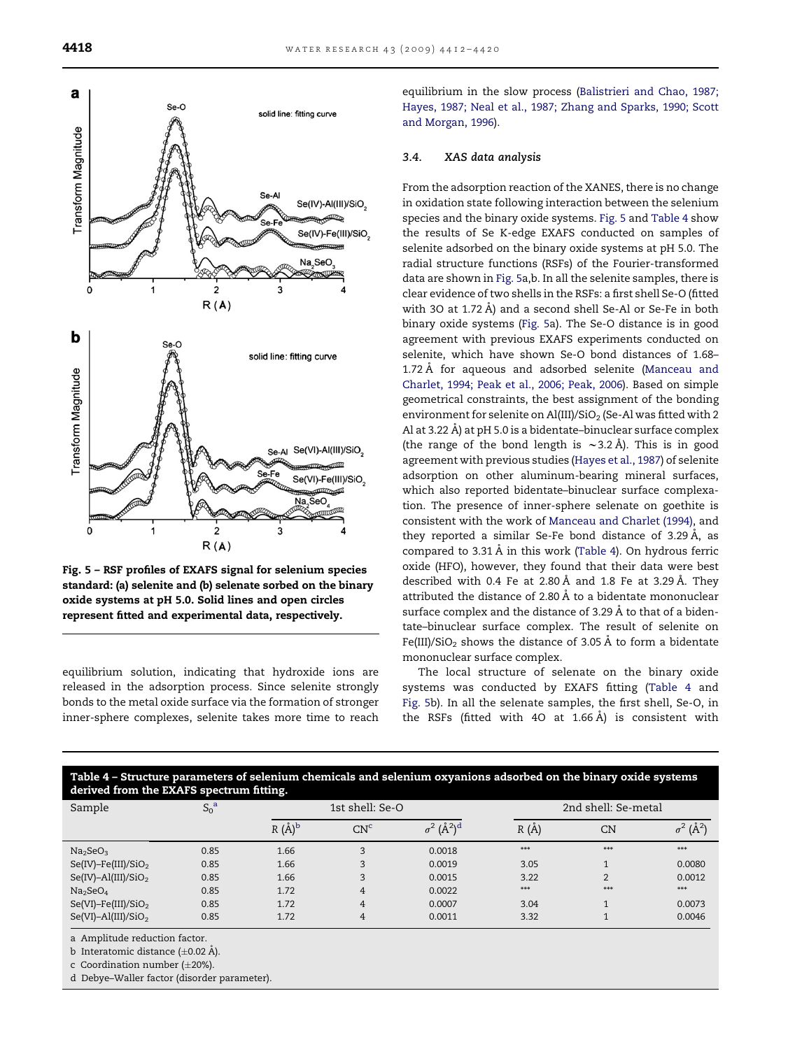Fig. 5 – RSF profiles of EXAFS signal for selenium species standard: (a) selenite and (b) selenate sorbed on the binary oxide systems at pH 5.0. Solid lines and open circles represent fitted and experimental data, respectively.

equilibrium solution, indicating that hydroxide ions are released in the adsorption process. Since selenite strongly bonds to the metal oxide surface via the formation of stronger inner-sphere complexes, selenite takes more time to reach equilibrium in the slow process (Balistrieri and Chao, 1987; Hayes, 1987; Neal et al., 1987; Zhang and Sparks, 1990; Scott and Morgan, 1996).

### 3.4. XAS data analysis

From the adsorption reaction of the XANES, there is no change in oxidation state following interaction between the selenium species and the binary oxide systems. Fig. 5 and Table 4 show the results of Se K-edge EXAFS conducted on samples of selenite adsorbed on the binary oxide systems at pH 5.0. The radial structure functions (RSFs) of the Fourier-transformed data are shown in Fig. 5a,b. In all the selenite samples, there is clear evidence of two shells in the RSFs: a first shell Se-O (fitted with 3O at 1.72 Å) and a second shell Se-Al or Se-Fe in both binary oxide systems (Fig. 5a). The Se-O distance is in good agreement with previous EXAFS experiments conducted on selenite, which have shown Se-O bond distances of 1.68–1.72 Å for aqueous and adsorbed selenite (Manceau and Charlet, 1994; Peak et al., 2006; Peak, 2006). Based on simple geometrical constraints, the best assignment of the bonding environment for selenite on $Al(III)/SiO_2$ (Se-Al was fitted with 2 Al at 3.22 Å) at pH 5.0 is a bidentate–binuclear surface complex (the range of the bond length is ~3.2 Å). This is in good agreement with previous studies (Hayes et al., 1987) of selenite adsorption on other aluminum-bearing mineral surfaces, which also reported bidentate–binuclear surface complexation. The presence of inner-sphere selenate on goethite is consistent with the work of Manceau and Charlet (1994), and they reported a similar Se-Fe bond distance of 3.29 Å, as compared to 3.31 Å in this work (Table 4). On hydrous ferric oxide (HFO), however, they found that their data were best described with 0.4 Fe at 2.80 Å and 1.8 Fe at 3.29 Å. They attributed the distance of 2.80 Å to a bidentate mononuclear surface complex and the distance of 3.29 Å to that of a bidentate–binuclear surface complex. The result of selenite on $Fe(III)/SiO_2$ shows the distance of 3.05 Å to form a bidentate mononuclear surface complex.

The local structure of selenate on the binary oxide systems was conducted by EXAFS fitting (Table 4 and Fig. 5b). In all the selenate samples, the first shell, Se-O, in the RSFs (fitted with 4O at 1.66 Å) is consistent with

**Table 4 – Structure parameters of selenium chemicals and selenium oxyanions adsorbed on the binary oxide systems derived from the EXAFS spectrum fitting.**

| Sample | $S_0^{\,a}$ | 1st shell: Se-O | | | 2nd shell: Se-metal | | |
|---|---|---|---|---|---|---|---|
| | | R (Å)[b] | CN[c] | $\sigma^2$ (Å$^2$)[d] | R (Å) | CN | $\sigma^2$ (Å$^2$) |
| $Na_2SeO_3$ | 0.85 | 1.66 | 3 | 0.0018 | *** | *** | *** |
| $Se(IV)–Fe(III)/SiO_2$ | 0.85 | 1.66 | 3 | 0.0019 | 3.05 | 1 | 0.0080 |
| $Se(IV)–Al(III)/SiO_2$ | 0.85 | 1.66 | 3 | 0.0015 | 3.22 | 2 | 0.0012 |
| $Na_2SeO_4$ | 0.85 | 1.72 | 4 | 0.0022 | *** | *** | *** |
| $Se(VI)–Fe(III)/SiO_2$ | 0.85 | 1.72 | 4 | 0.0007 | 3.04 | 1 | 0.0073 |
| $Se(VI)–Al(III)/SiO_2$ | 0.85 | 1.72 | 4 | 0.0011 | 3.32 | 1 | 0.0046 |

a Amplitude reduction factor.
b Interatomic distance (±0.02 Å).
c Coordination number (±20%).
d Debye–Waller factor (disorder parameter).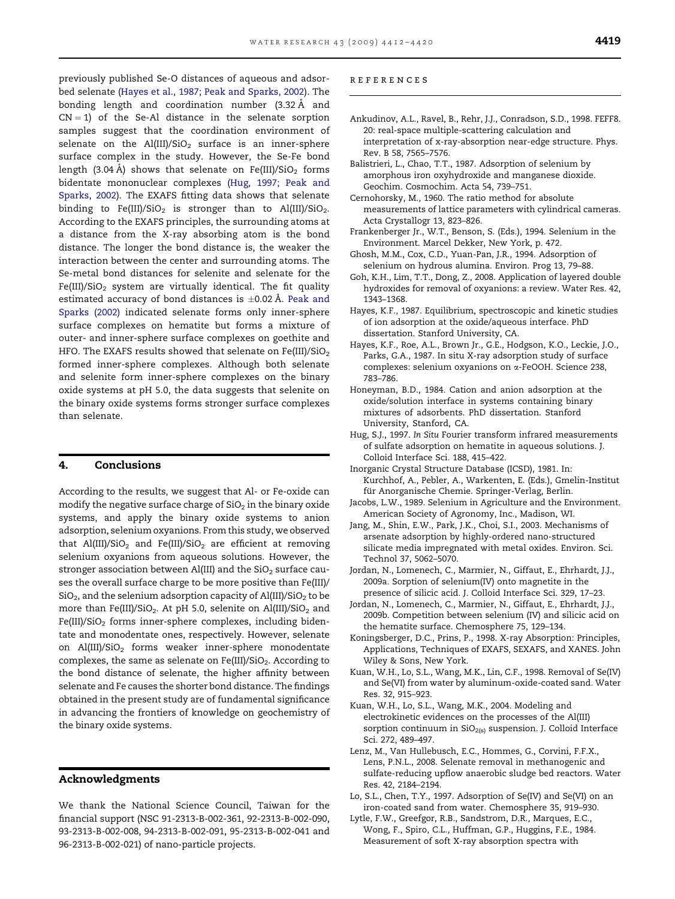previously published Se-O distances of aqueous and adsorbed selenate (Hayes et al., 1987; Peak and Sparks, 2002). The bonding length and coordination number (3.32 Å and CN = 1) of the Se-Al distance in the selenate sorption samples suggest that the coordination environment of selenate on the Al(III)/$SiO_2$ surface is an inner-sphere surface complex in the study. However, the Se-Fe bond length (3.04 Å) shows that selenate on Fe(III)/$SiO_2$ forms bidentate mononuclear complexes (Hug, 1997; Peak and Sparks, 2002). The EXAFS fitting data shows that selenate binding to Fe(III)/$SiO_2$ is stronger than to Al(III)/$SiO_2$. According to the EXAFS principles, the surrounding atoms at a distance from the X-ray absorbing atom is the bond distance. The longer the bond distance is, the weaker the interaction between the center and surrounding atoms. The Se-metal bond distances for selenite and selenate for the Fe(III)/$SiO_2$ system are virtually identical. The fit quality estimated accuracy of bond distances is ±0.02 Å. Peak and Sparks (2002) indicated selenate forms only inner-sphere surface complexes on hematite but forms a mixture of outer- and inner-sphere surface complexes on goethite and HFO. The EXAFS results showed that selenate on Fe(III)/$SiO_2$ formed inner-sphere complexes. Although both selenate and selenite form inner-sphere complexes on the binary oxide systems at pH 5.0, the data suggests that selenite on the binary oxide systems forms stronger surface complexes than selenate.

## 4. Conclusions

According to the results, we suggest that Al- or Fe-oxide can modify the negative surface charge of $SiO_2$ in the binary oxide systems, and apply the binary oxide systems to anion adsorption, selenium oxyanions. From this study, we observed that Al(III)/$SiO_2$ and Fe(III)/$SiO_2$ are efficient at removing selenium oxyanions from aqueous solutions. However, the stronger association between Al(III) and the $SiO_2$ surface causes the overall surface charge to be more positive than Fe(III)/$SiO_2$, and the selenium adsorption capacity of Al(III)/$SiO_2$ to be more than Fe(III)/$SiO_2$. At pH 5.0, selenite on Al(III)/$SiO_2$ and Fe(III)/$SiO_2$ forms inner-sphere complexes, including bidentate and monodentate ones, respectively. However, selenate on Al(III)/$SiO_2$ forms weaker inner-sphere monodentate complexes, the same as selenate on Fe(III)/$SiO_2$. According to the bond distance of selenate, the higher affinity between selenate and Fe causes the shorter bond distance. The findings obtained in the present study are of fundamental significance in advancing the frontiers of knowledge on geochemistry of the binary oxide systems.

## Acknowledgments

We thank the National Science Council, Taiwan for the financial support (NSC 91-2313-B-002-361, 92-2313-B-002-090, 93-2313-B-002-008, 94-2313-B-002-091, 95-2313-B-002-041 and 96-2313-B-002-021) of nano-particle projects.

## References

Ankudinov, A.L., Ravel, B., Rehr, J.J., Conradson, S.D., 1998. FEFF8. 20: real-space multiple-scattering calculation and interpretation of x-ray-absorption near-edge structure. Phys. Rev. B 58, 7565–7576.

Balistrieri, L., Chao, T.T., 1987. Adsorption of selenium by amorphous iron oxyhydroxide and manganese dioxide. Geochim. Cosmochim. Acta 54, 739–751.

Cernohorsky, M., 1960. The ratio method for absolute measurements of lattice parameters with cylindrical cameras. Acta Crystallogr 13, 823–826.

Frankenberger Jr., W.T., Benson, S. (Eds.), 1994. Selenium in the Environment. Marcel Dekker, New York, p. 472.

Ghosh, M.M., Cox, C.D., Yuan-Pan, J.R., 1994. Adsorption of selenium on hydrous alumina. Environ. Prog 13, 79–88.

Goh, K.H., Lim, T.T., Dong, Z., 2008. Application of layered double hydroxides for removal of oxyanions: a review. Water Res. 42, 1343–1368.

Hayes, K.F., 1987. Equilibrium, spectroscopic and kinetic studies of ion adsorption at the oxide/aqueous interface. PhD dissertation. Stanford University, CA.

Hayes, K.F., Roe, A.L., Brown Jr., G.E., Hodgson, K.O., Leckie, J.O., Parks, G.A., 1987. In situ X-ray adsorption study of surface complexes: selenium oxyanions on α-FeOOH. Science 238, 783–786.

Honeyman, B.D., 1984. Cation and anion adsorption at the oxide/solution interface in systems containing binary mixtures of adsorbents. PhD dissertation. Stanford University, Stanford, CA.

Hug, S.J., 1997. *In Situ* Fourier transform infrared measurements of sulfate adsorption on hematite in aqueous solutions. J. Colloid Interface Sci. 188, 415–422.

Inorganic Crystal Structure Database (ICSD), 1981. In: Kurchhof, A., Pebler, A., Warkenten, E. (Eds.), Gmelin-Institut für Anorganische Chemie. Springer-Verlag, Berlin.

Jacobs, L.W., 1989. Selenium in Agriculture and the Environment. American Society of Agronomy, Inc., Madison, WI.

Jang, M.W., Shin, E.W., Park, J.K., Choi, S.I., 2003. Mechanisms of arsenate adsorption by highly-ordered nano-structured silicate media impregnated with metal oxides. Environ. Sci. Technol 37, 5062–5070.

Jordan, N., Lomenech, C., Marmier, N., Giffaut, E., Ehrhardt, J.J., 2009a. Sorption of selenium(IV) onto magnetite in the presence of silicic acid. J. Colloid Interface Sci. 329, 17–23.

Jordan, N., Lomenech, C., Marmier, N., Giffaut, E., Ehrhardt, J.J., 2009b. Competition between selenium (IV) and silicic acid on the hematite surface. Chemosphere 75, 129–134.

Koningsberger, D.C., Prins, P., 1998. X-ray Absorption: Principles, Applications, Techniques of EXAFS, SEXAFS, and XANES. John Wiley & Sons, New York.

Kuan, W.H., Lo, S.L., Wang, M.K., Lin, C.F., 1998. Removal of Se(IV) and Se(VI) from water by aluminum-oxide-coated sand. Water Res. 32, 915–923.

Kuan, W.H., Lo, S.L., Wang, M.K., 2004. Modeling and electrokinetic evidences on the processes of the Al(III) sorption continuum in $SiO_{2(s)}$ suspension. J. Colloid Interface Sci. 272, 489–497.

Lenz, M., Van Hullebusch, E.C., Hommes, G., Corvini, F.F.X., Lens, P.N.L., 2008. Selenate removal in methanogenic and sulfate-reducing upflow anaerobic sludge bed reactors. Water Res. 42, 2184–2194.

Lo, S.L., Chen, T.Y., 1997. Adsorption of Se(IV) and Se(VI) on an iron-coated sand from water. Chemosphere 35, 919–930.

Lytle, F.W., Greegfor, R.B., Sandstrom, D.R., Marques, E.C., Wong, F., Spiro, C.L., Huffman, G.P., Huggins, F.E., 1984. Measurement of soft X-ray absorption spectra with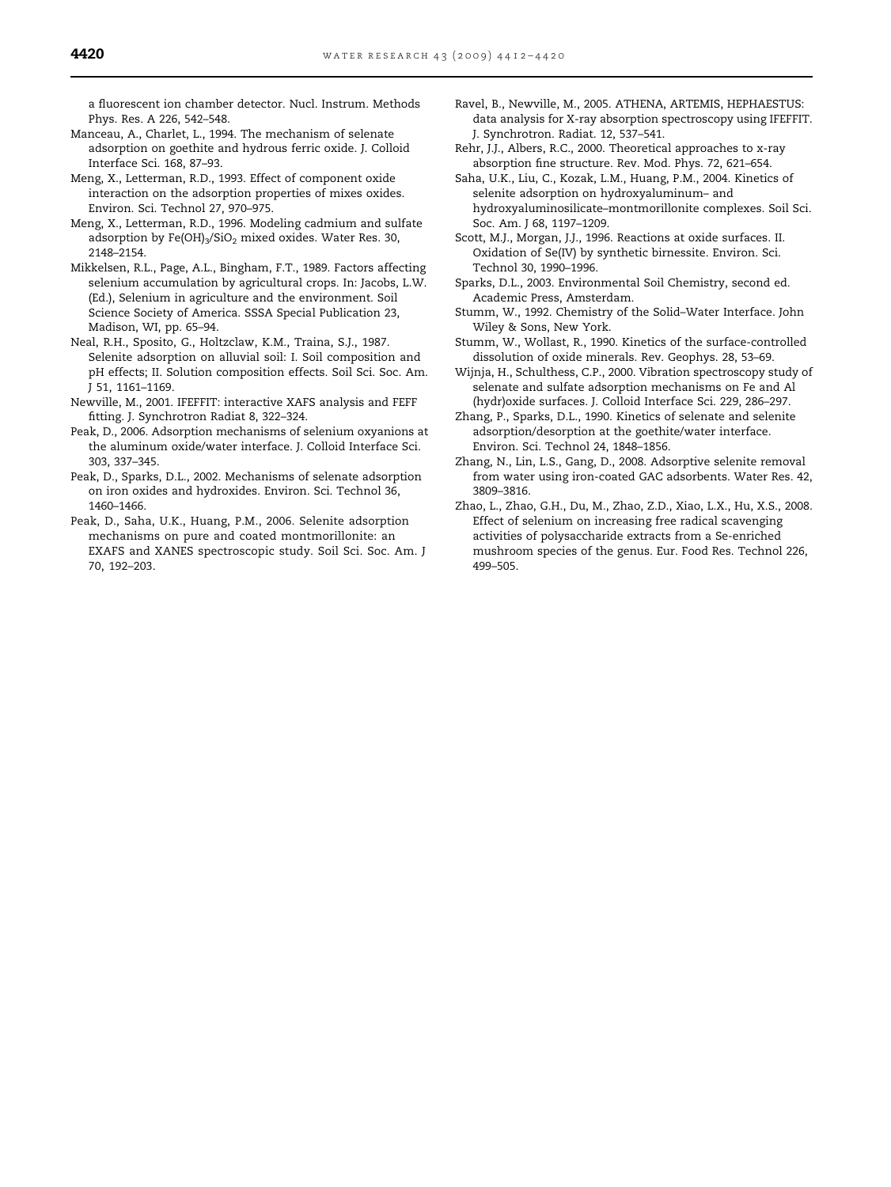a fluorescent ion chamber detector. Nucl. Instrum. Methods Phys. Res. A 226, 542–548.

Manceau, A., Charlet, L., 1994. The mechanism of selenate adsorption on goethite and hydrous ferric oxide. J. Colloid Interface Sci. 168, 87–93.

Meng, X., Letterman, R.D., 1993. Effect of component oxide interaction on the adsorption properties of mixes oxides. Environ. Sci. Technol 27, 970–975.

Meng, X., Letterman, R.D., 1996. Modeling cadmium and sulfate adsorption by $Fe(OH)_3/SiO_2$ mixed oxides. Water Res. 30, 2148–2154.

Mikkelsen, R.L., Page, A.L., Bingham, F.T., 1989. Factors affecting selenium accumulation by agricultural crops. In: Jacobs, L.W. (Ed.), Selenium in agriculture and the environment. Soil Science Society of America. SSSA Special Publication 23, Madison, WI, pp. 65–94.

Neal, R.H., Sposito, G., Holtzclaw, K.M., Traina, S.J., 1987. Selenite adsorption on alluvial soil: I. Soil composition and pH effects; II. Solution composition effects. Soil Sci. Soc. Am. J 51, 1161–1169.

Newville, M., 2001. IFEFFIT: interactive XAFS analysis and FEFF fitting. J. Synchrotron Radiat 8, 322–324.

Peak, D., 2006. Adsorption mechanisms of selenium oxyanions at the aluminum oxide/water interface. J. Colloid Interface Sci. 303, 337–345.

Peak, D., Sparks, D.L., 2002. Mechanisms of selenate adsorption on iron oxides and hydroxides. Environ. Sci. Technol 36, 1460–1466.

Peak, D., Saha, U.K., Huang, P.M., 2006. Selenite adsorption mechanisms on pure and coated montmorillonite: an EXAFS and XANES spectroscopic study. Soil Sci. Soc. Am. J 70, 192–203.

Ravel, B., Newville, M., 2005. ATHENA, ARTEMIS, HEPHAESTUS: data analysis for X-ray absorption spectroscopy using IFEFFIT. J. Synchrotron. Radiat. 12, 537–541.

Rehr, J.J., Albers, R.C., 2000. Theoretical approaches to x-ray absorption fine structure. Rev. Mod. Phys. 72, 621–654.

Saha, U.K., Liu, C., Kozak, L.M., Huang, P.M., 2004. Kinetics of selenite adsorption on hydroxyaluminum– and hydroxyaluminosilicate–montmorillonite complexes. Soil Sci. Soc. Am. J 68, 1197–1209.

Scott, M.J., Morgan, J.J., 1996. Reactions at oxide surfaces. II. Oxidation of Se(IV) by synthetic birnessite. Environ. Sci. Technol 30, 1990–1996.

Sparks, D.L., 2003. Environmental Soil Chemistry, second ed. Academic Press, Amsterdam.

Stumm, W., 1992. Chemistry of the Solid–Water Interface. John Wiley & Sons, New York.

Stumm, W., Wollast, R., 1990. Kinetics of the surface-controlled dissolution of oxide minerals. Rev. Geophys. 28, 53–69.

Wijnja, H., Schulthess, C.P., 2000. Vibration spectroscopy study of selenate and sulfate adsorption mechanisms on Fe and Al (hydr)oxide surfaces. J. Colloid Interface Sci. 229, 286–297.

Zhang, P., Sparks, D.L., 1990. Kinetics of selenate and selenite adsorption/desorption at the goethite/water interface. Environ. Sci. Technol 24, 1848–1856.

Zhang, N., Lin, L.S., Gang, D., 2008. Adsorptive selenite removal from water using iron-coated GAC adsorbents. Water Res. 42, 3809–3816.

Zhao, L., Zhao, G.H., Du, M., Zhao, Z.D., Xiao, L.X., Hu, X.S., 2008. Effect of selenium on increasing free radical scavenging activities of polysaccharide extracts from a Se-enriched mushroom species of the genus. Eur. Food Res. Technol 226, 499–505.